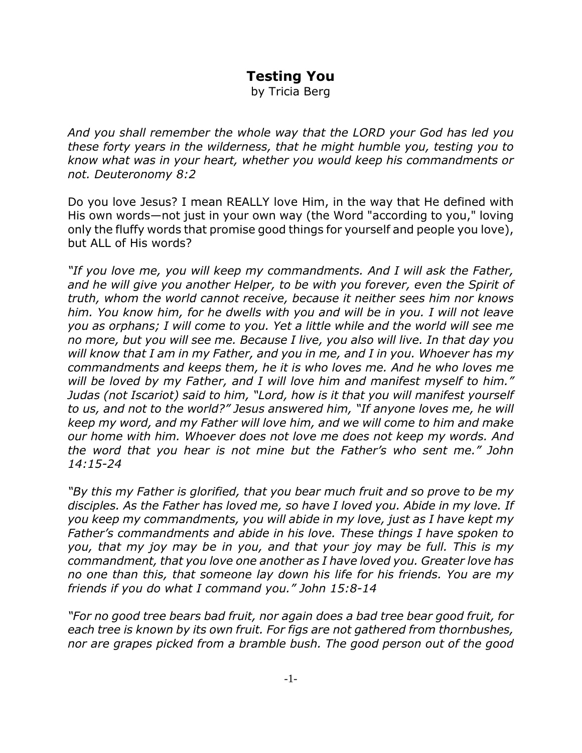# Testing You

by Tricia Berg

*And you shall remember the whole way that the LORD your God has led you these forty years in the wilderness, that he might humble you, testing you to know what was in your heart, whether you would keep his commandments or not. Deuteronomy 8:2*

Do you love Jesus? I mean REALLY love Him, in the way that He defined with His own words—not just in your own way (the Word "according to you," loving only the fluffy words that promise good things for yourself and people you love), but ALL of His words?

*"If you love me, you will keep my commandments. And I will ask the Father, and he will give you another Helper, to be with you forever, even the Spirit of truth, whom the world cannot receive, because it neither sees him nor knows him. You know him, for he dwells with you and will be in you. I will not leave you as orphans; I will come to you. Yet a little while and the world will see me no more, but you will see me. Because I live, you also will live. In that day you will know that I am in my Father, and you in me, and I in you. Whoever has my commandments and keeps them, he it is who loves me. And he who loves me will be loved by my Father, and I will love him and manifest myself to him." Judas (not Iscariot) said to him, "Lord, how is it that you will manifest yourself to us, and not to the world?" Jesus answered him, "If anyone loves me, he will keep my word, and my Father will love him, and we will come to him and make our home with him. Whoever does not love me does not keep my words. And the word that you hear is not mine but the Father's who sent me." John 14:15-24*

*"By this my Father is glorified, that you bear much fruit and so prove to be my disciples. As the Father has loved me, so have I loved you. Abide in my love. If you keep my commandments, you will abide in my love, just as I have kept my Father's commandments and abide in his love. These things I have spoken to you, that my joy may be in you, and that your joy may be full. This is my commandment, that you love one another as I have loved you. Greater love has no one than this, that someone lay down his life for his friends. You are my friends if you do what I command you." John 15:8-14*

*"For no good tree bears bad fruit, nor again does a bad tree bear good fruit, for each tree is known by its own fruit. For figs are not gathered from thornbushes, nor are grapes picked from a bramble bush. The good person out of the good*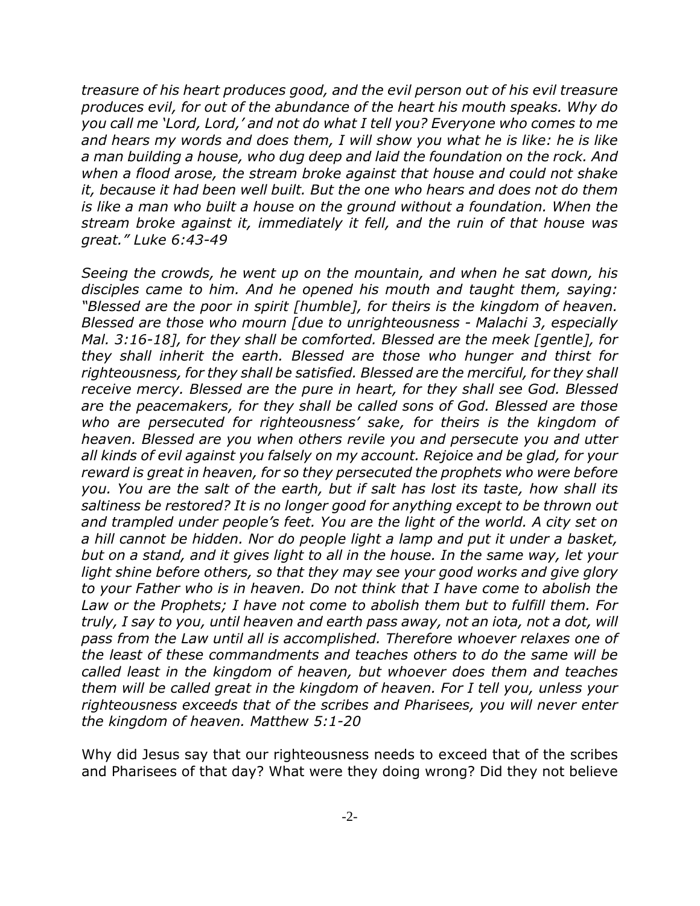*treasure of his heart produces good, and the evil person out of his evil treasure produces evil, for out of the abundance of the heart his mouth speaks. Why do you call me 'Lord, Lord,' and not do what I tell you? Everyone who comes to me and hears my words and does them, I will show you what he is like: he is like a man building a house, who dug deep and laid the foundation on the rock. And when a flood arose, the stream broke against that house and could not shake it, because it had been well built. But the one who hears and does not do them is like a man who built a house on the ground without a foundation. When the stream broke against it, immediately it fell, and the ruin of that house was great." Luke 6:43-49*

*Seeing the crowds, he went up on the mountain, and when he sat down, his disciples came to him. And he opened his mouth and taught them, saying: "Blessed are the poor in spirit [humble], for theirs is the kingdom of heaven. Blessed are those who mourn [due to unrighteousness - Malachi 3, especially Mal. 3:16-18], for they shall be comforted. Blessed are the meek [gentle], for they shall inherit the earth. Blessed are those who hunger and thirst for righteousness, for they shall be satisfied. Blessed are the merciful, for they shall receive mercy. Blessed are the pure in heart, for they shall see God. Blessed are the peacemakers, for they shall be called sons of God. Blessed are those who are persecuted for righteousness' sake, for theirs is the kingdom of heaven. Blessed are you when others revile you and persecute you and utter all kinds of evil against you falsely on my account. Rejoice and be glad, for your reward is great in heaven, for so they persecuted the prophets who were before you. You are the salt of the earth, but if salt has lost its taste, how shall its saltiness be restored? It is no longer good for anything except to be thrown out and trampled under people's feet. You are the light of the world. A city set on a hill cannot be hidden. Nor do people light a lamp and put it under a basket, but on a stand, and it gives light to all in the house. In the same way, let your light shine before others, so that they may see your good works and give glory to your Father who is in heaven. Do not think that I have come to abolish the Law or the Prophets; I have not come to abolish them but to fulfill them. For truly, I say to you, until heaven and earth pass away, not an iota, not a dot, will pass from the Law until all is accomplished. Therefore whoever relaxes one of the least of these commandments and teaches others to do the same will be called least in the kingdom of heaven, but whoever does them and teaches them will be called great in the kingdom of heaven. For I tell you, unless your righteousness exceeds that of the scribes and Pharisees, you will never enter the kingdom of heaven. Matthew 5:1-20*

Why did Jesus say that our righteousness needs to exceed that of the scribes and Pharisees of that day? What were they doing wrong? Did they not believe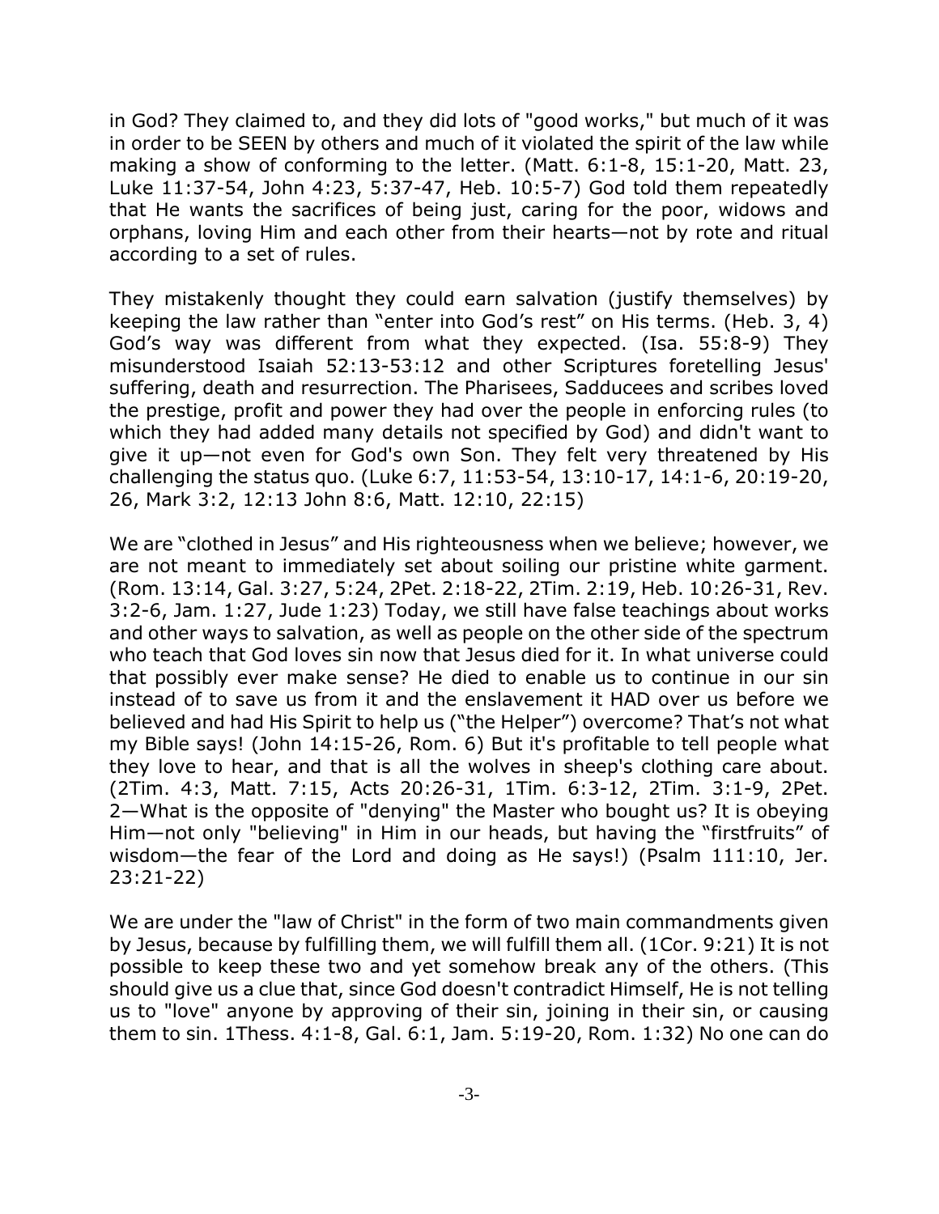in God? They claimed to, and they did lots of "good works," but much of it was in order to be SEEN by others and much of it violated the spirit of the law while making a show of conforming to the letter. (Matt. 6:1-8, 15:1-20, Matt. 23, Luke 11:37-54, John 4:23, 5:37-47, Heb. 10:5-7) God told them repeatedly that He wants the sacrifices of being just, caring for the poor, widows and orphans, loving Him and each other from their hearts—not by rote and ritual according to a set of rules.

They mistakenly thought they could earn salvation (justify themselves) by keeping the law rather than "enter into God's rest" on His terms. (Heb. 3, 4) God's way was different from what they expected. (Isa. 55:8-9) They misunderstood Isaiah 52:13-53:12 and other Scriptures foretelling Jesus' suffering, death and resurrection. The Pharisees, Sadducees and scribes loved the prestige, profit and power they had over the people in enforcing rules (to which they had added many details not specified by God) and didn't want to give it up—not even for God's own Son. They felt very threatened by His challenging the status quo. (Luke 6:7, 11:53-54, 13:10-17, 14:1-6, 20:19-20, 26, Mark 3:2, 12:13 John 8:6, Matt. 12:10, 22:15)

We are "clothed in Jesus" and His righteousness when we believe; however, we are not meant to immediately set about soiling our pristine white garment. (Rom. 13:14, Gal. 3:27, 5:24, 2Pet. 2:18-22, 2Tim. 2:19, Heb. 10:26-31, Rev. 3:2-6, Jam. 1:27, Jude 1:23) Today, we still have false teachings about works and other ways to salvation, as well as people on the other side of the spectrum who teach that God loves sin now that Jesus died for it. In what universe could that possibly ever make sense? He died to enable us to continue in our sin instead of to save us from it and the enslavement it HAD over us before we believed and had His Spirit to help us ("the Helper") overcome? That's not what my Bible says! (John 14:15-26, Rom. 6) But it's profitable to tell people what they love to hear, and that is all the wolves in sheep's clothing care about. (2Tim. 4:3, Matt. 7:15, Acts 20:26-31, 1Tim. 6:3-12, 2Tim. 3:1-9, 2Pet. 2—What is the opposite of "denying" the Master who bought us? It is obeying Him—not only "believing" in Him in our heads, but having the "firstfruits" of wisdom—the fear of the Lord and doing as He says!) (Psalm 111:10, Jer. 23:21-22)

We are under the "law of Christ" in the form of two main commandments given by Jesus, because by fulfilling them, we will fulfill them all. (1Cor. 9:21) It is not possible to keep these two and yet somehow break any of the others. (This should give us a clue that, since God doesn't contradict Himself, He is not telling us to "love" anyone by approving of their sin, joining in their sin, or causing them to sin. 1Thess. 4:1-8, Gal. 6:1, Jam. 5:19-20, Rom. 1:32) No one can do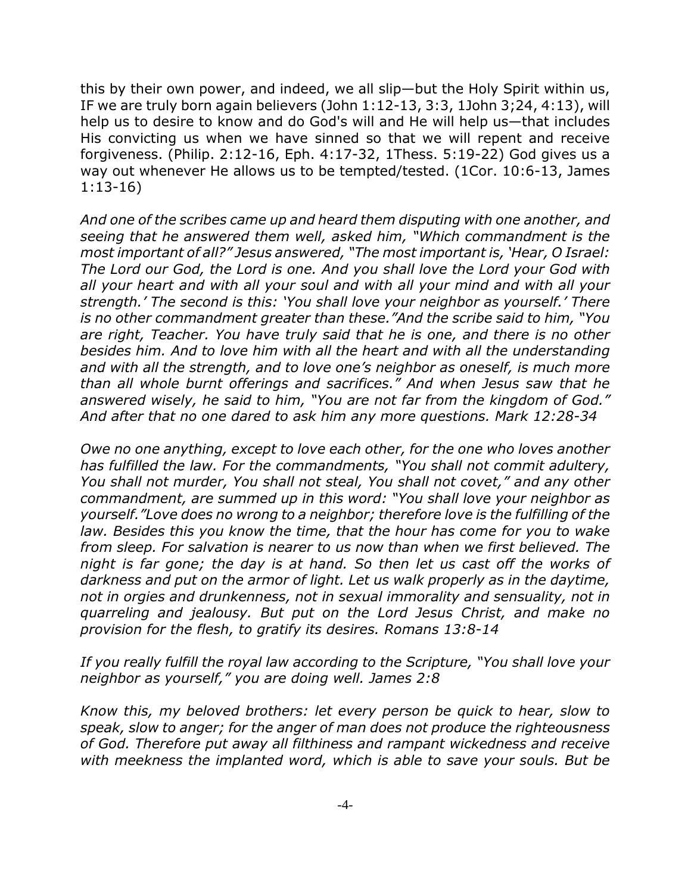this by their own power, and indeed, we all slip—but the Holy Spirit within us, IF we are truly born again believers (John 1:12-13, 3:3, 1John 3;24, 4:13), will help us to desire to know and do God's will and He will help us—that includes His convicting us when we have sinned so that we will repent and receive forgiveness. (Philip. 2:12-16, Eph. 4:17-32, 1Thess. 5:19-22) God gives us a way out whenever He allows us to be tempted/tested. (1Cor. 10:6-13, James 1:13-16)

*And one of the scribes came up and heard them disputing with one another, and seeing that he answered them well, asked him, "Which commandment is the most important of all?" Jesus answered, "The most important is, 'Hear, O Israel: The Lord our God, the Lord is one. And you shall love the Lord your God with all your heart and with all your soul and with all your mind and with all your strength.' The second is this: 'You shall love your neighbor as yourself.' There is no other commandment greater than these."And the scribe said to him, "You are right, Teacher. You have truly said that he is one, and there is no other besides him. And to love him with all the heart and with all the understanding and with all the strength, and to love one's neighbor as oneself, is much more than all whole burnt offerings and sacrifices." And when Jesus saw that he answered wisely, he said to him, "You are not far from the kingdom of God." And after that no one dared to ask him any more questions. Mark 12:28-34*

*Owe no one anything, except to love each other, for the one who loves another has fulfilled the law. For the commandments, "You shall not commit adultery, You shall not murder, You shall not steal, You shall not covet," and any other commandment, are summed up in this word: "You shall love your neighbor as yourself."Love does no wrong to a neighbor; therefore love is the fulfilling of the law. Besides this you know the time, that the hour has come for you to wake from sleep. For salvation is nearer to us now than when we first believed. The night is far gone; the day is at hand. So then let us cast off the works of darkness and put on the armor of light. Let us walk properly as in the daytime, not in orgies and drunkenness, not in sexual immorality and sensuality, not in quarreling and jealousy. But put on the Lord Jesus Christ, and make no provision for the flesh, to gratify its desires. Romans 13:8-14*

*If you really fulfill the royal law according to the Scripture, "You shall love your neighbor as yourself," you are doing well. James 2:8*

*Know this, my beloved brothers: let every person be quick to hear, slow to speak, slow to anger; for the anger of man does not produce the righteousness of God. Therefore put away all filthiness and rampant wickedness and receive with meekness the implanted word, which is able to save your souls. But be*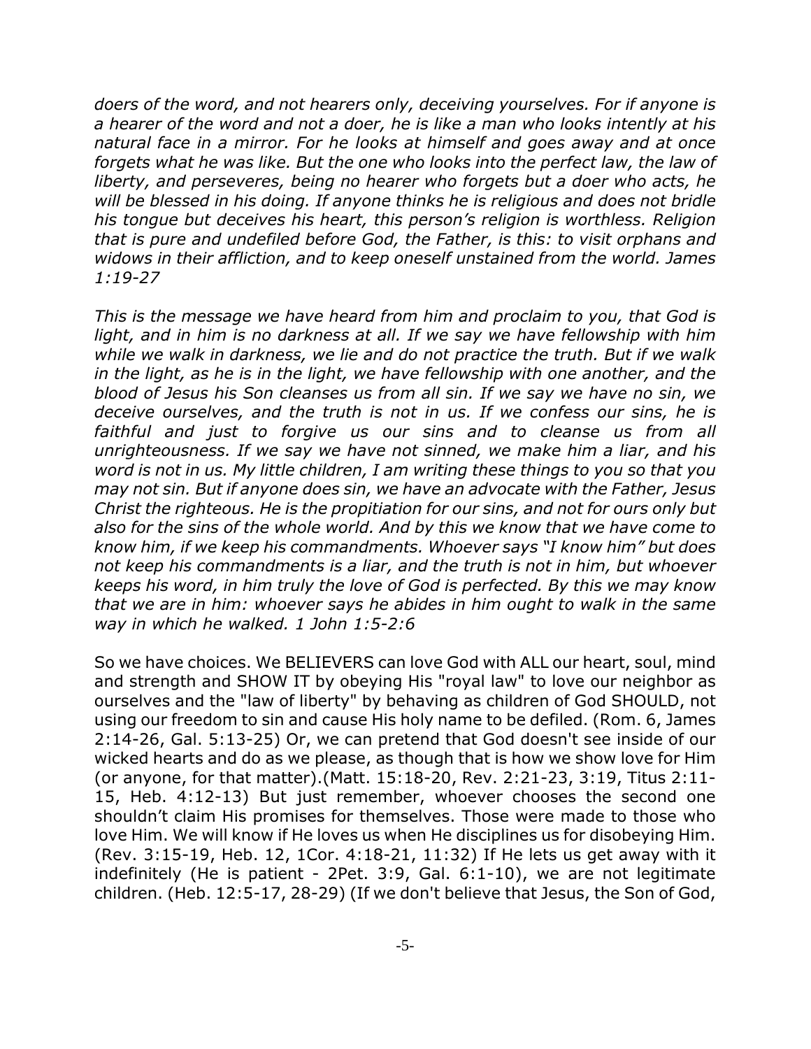*doers of the word, and not hearers only, deceiving yourselves. For if anyone is a hearer of the word and not a doer, he is like a man who looks intently at his natural face in a mirror. For he looks at himself and goes away and at once forgets what he was like. But the one who looks into the perfect law, the law of liberty, and perseveres, being no hearer who forgets but a doer who acts, he will be blessed in his doing. If anyone thinks he is religious and does not bridle his tongue but deceives his heart, this person's religion is worthless. Religion that is pure and undefiled before God, the Father, is this: to visit orphans and widows in their affliction, and to keep oneself unstained from the world. James 1:19-27*

*This is the message we have heard from him and proclaim to you, that God is light, and in him is no darkness at all. If we say we have fellowship with him while we walk in darkness, we lie and do not practice the truth. But if we walk in the light, as he is in the light, we have fellowship with one another, and the blood of Jesus his Son cleanses us from all sin. If we say we have no sin, we deceive ourselves, and the truth is not in us. If we confess our sins, he is faithful and just to forgive us our sins and to cleanse us from all unrighteousness. If we say we have not sinned, we make him a liar, and his word is not in us. My little children, I am writing these things to you so that you may not sin. But if anyone does sin, we have an advocate with the Father, Jesus Christ the righteous. He is the propitiation for our sins, and not for ours only but also for the sins of the whole world. And by this we know that we have come to know him, if we keep his commandments. Whoever says "I know him" but does not keep his commandments is a liar, and the truth is not in him, but whoever keeps his word, in him truly the love of God is perfected. By this we may know that we are in him: whoever says he abides in him ought to walk in the same way in which he walked. 1 John 1:5-2:6*

So we have choices. We BELIEVERS can love God with ALL our heart, soul, mind and strength and SHOW IT by obeying His "royal law" to love our neighbor as ourselves and the "law of liberty" by behaving as children of God SHOULD, not using our freedom to sin and cause His holy name to be defiled. (Rom. 6, James 2:14-26, Gal. 5:13-25) Or, we can pretend that God doesn't see inside of our wicked hearts and do as we please, as though that is how we show love for Him (or anyone, for that matter).(Matt. 15:18-20, Rev. 2:21-23, 3:19, Titus 2:11-15, Heb. 4:12-13) But just remember, whoever chooses the second one shouldn't claim His promises for themselves. Those were made to those who love Him. We will know if He loves us when He disciplines us for disobeying Him. (Rev. 3:15-19, Heb. 12, 1Cor. 4:18-21, 11:32) If He lets us get away with it indefinitely (He is patient - 2Pet. 3:9, Gal. 6:1-10), we are not legitimate children. (Heb. 12:5-17, 28-29) (If we don't believe that Jesus, the Son of God,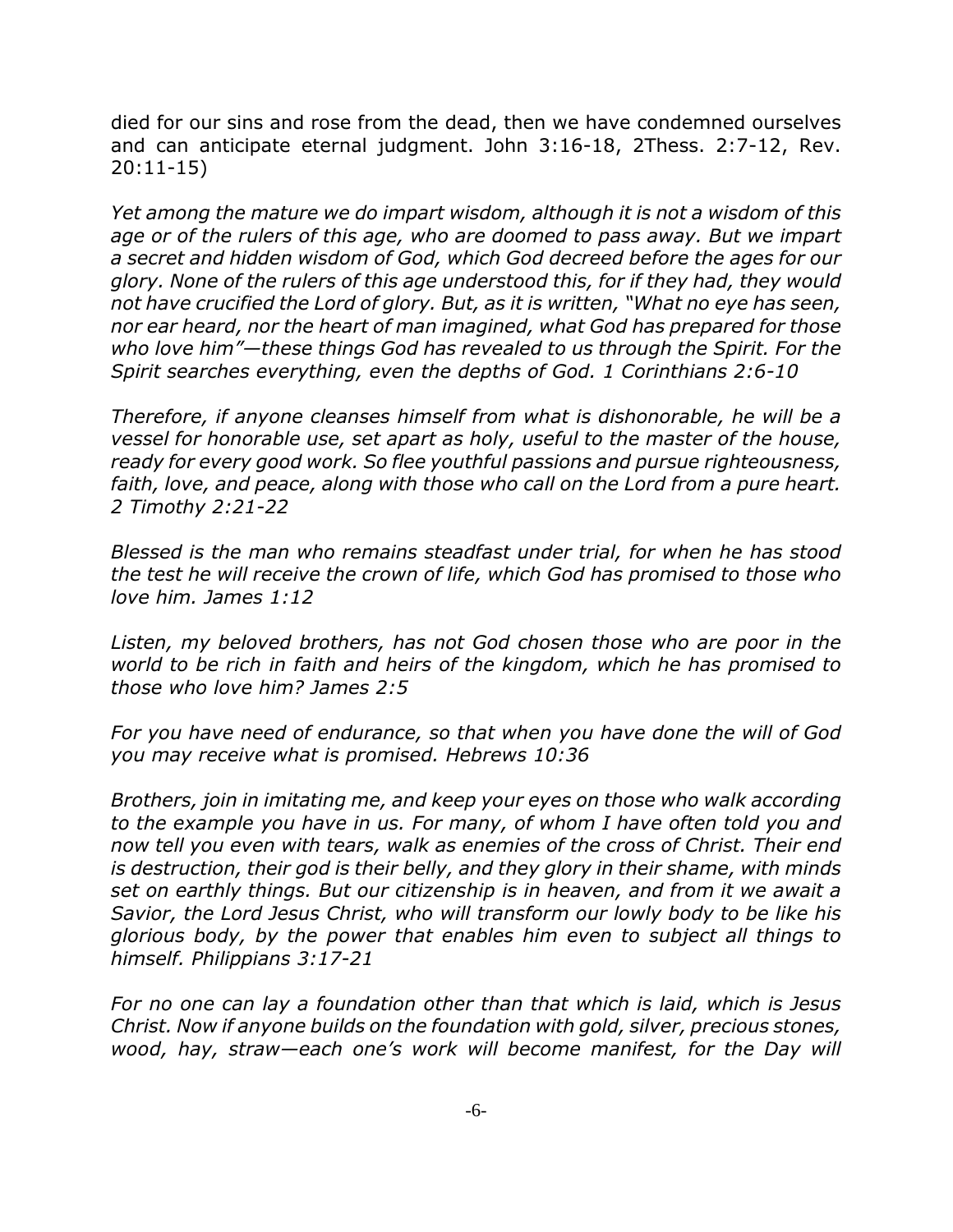died for our sins and rose from the dead, then we have condemned ourselves and can anticipate eternal judgment. John 3:16-18, 2Thess. 2:7-12, Rev. 20:11-15)

*Yet among the mature we do impart wisdom, although it is not a wisdom of this age or of the rulers of this age, who are doomed to pass away. But we impart a secret and hidden wisdom of God, which God decreed before the ages for our glory. None of the rulers of this age understood this, for if they had, they would not have crucified the Lord of glory. But, as it is written, "What no eye has seen, nor ear heard, nor the heart of man imagined, what God has prepared for those who love him"—these things God has revealed to us through the Spirit. For the Spirit searches everything, even the depths of God. 1 Corinthians 2:6-10*

*Therefore, if anyone cleanses himself from what is dishonorable, he will be a vessel for honorable use, set apart as holy, useful to the master of the house, ready for every good work. So flee youthful passions and pursue righteousness, faith, love, and peace, along with those who call on the Lord from a pure heart. 2 Timothy 2:21-22*

*Blessed is the man who remains steadfast under trial, for when he has stood the test he will receive the crown of life, which God has promised to those who love him. James 1:12*

*Listen, my beloved brothers, has not God chosen those who are poor in the world to be rich in faith and heirs of the kingdom, which he has promised to those who love him? James 2:5*

*For you have need of endurance, so that when you have done the will of God you may receive what is promised. Hebrews 10:36*

*Brothers, join in imitating me, and keep your eyes on those who walk according to the example you have in us. For many, of whom I have often told you and now tell you even with tears, walk as enemies of the cross of Christ. Their end is destruction, their god is their belly, and they glory in their shame, with minds set on earthly things. But our citizenship is in heaven, and from it we await a Savior, the Lord Jesus Christ, who will transform our lowly body to be like his glorious body, by the power that enables him even to subject all things to himself. Philippians 3:17-21*

*For no one can lay a foundation other than that which is laid, which is Jesus Christ. Now if anyone builds on the foundation with gold, silver, precious stones, wood, hay, straw—each one's work will become manifest, for the Day will*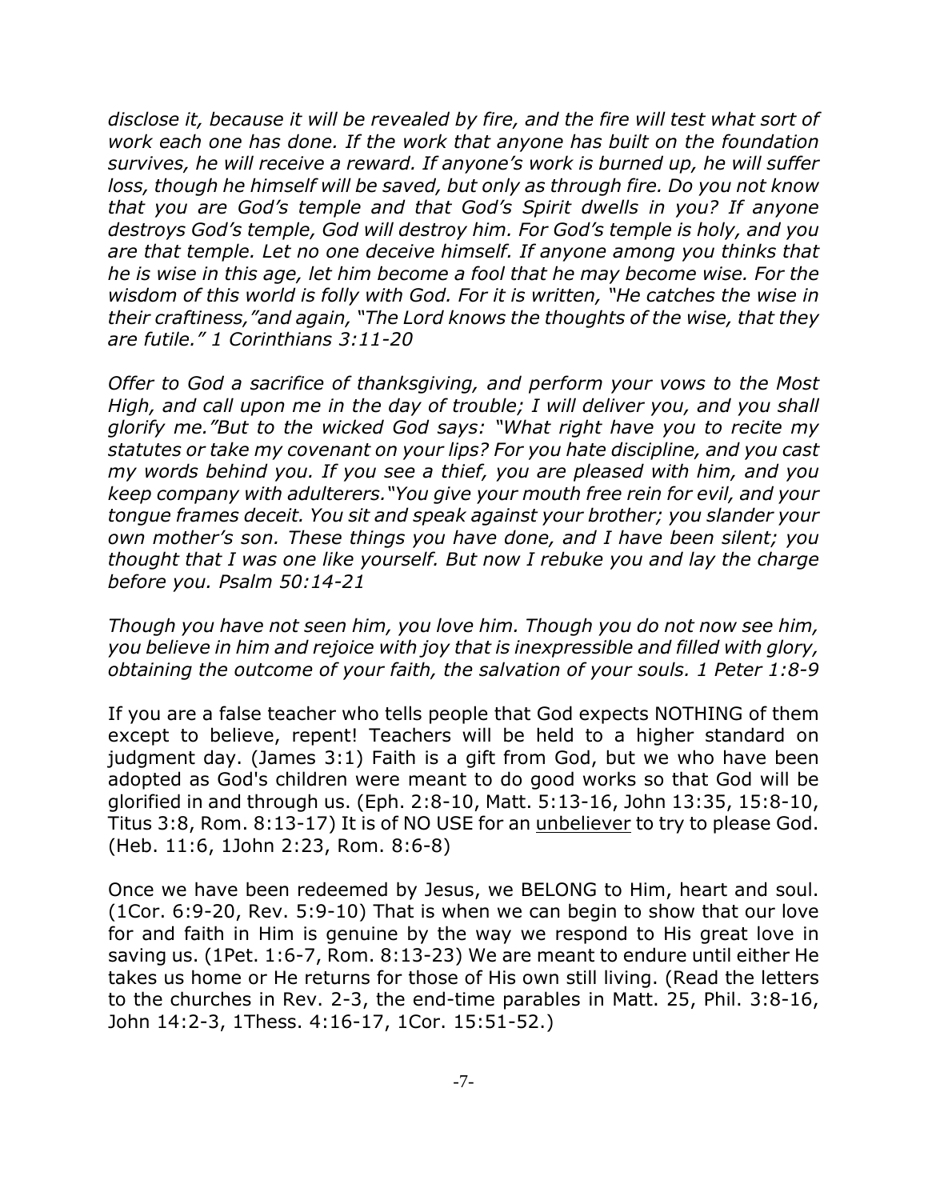*disclose it, because it will be revealed by fire, and the fire will test what sort of work each one has done. If the work that anyone has built on the foundation survives, he will receive a reward. If anyone's work is burned up, he will suffer loss, though he himself will be saved, but only as through fire. Do you not know that you are God's temple and that God's Spirit dwells in you? If anyone destroys God's temple, God will destroy him. For God's temple is holy, and you are that temple. Let no one deceive himself. If anyone among you thinks that he is wise in this age, let him become a fool that he may become wise. For the wisdom of this world is folly with God. For it is written, "He catches the wise in their craftiness,"and again, "The Lord knows the thoughts of the wise, that they are futile." 1 Corinthians 3:11-20*

*Offer to God a sacrifice of thanksgiving, and perform your vows to the Most High, and call upon me in the day of trouble; I will deliver you, and you shall glorify me."But to the wicked God says: "What right have you to recite my statutes or take my covenant on your lips? For you hate discipline, and you cast my words behind you. If you see a thief, you are pleased with him, and you keep company with adulterers."You give your mouth free rein for evil, and your tongue frames deceit. You sit and speak against your brother; you slander your own mother's son. These things you have done, and I have been silent; you thought that I was one like yourself. But now I rebuke you and lay the charge before you. Psalm 50:14-21*

*Though you have not seen him, you love him. Though you do not now see him, you believe in him and rejoice with joy that is inexpressible and filled with glory, obtaining the outcome of your faith, the salvation of your souls. 1 Peter 1:8-9*

If you are a false teacher who tells people that God expects NOTHING of them except to believe, repent! Teachers will be held to a higher standard on judgment day. (James 3:1) Faith is a gift from God, but we who have been adopted as God's children were meant to do good works so that God will be glorified in and through us. (Eph. 2:8-10, Matt. 5:13-16, John 13:35, 15:8-10, Titus 3:8, Rom. 8:13-17) It is of NO USE for an <u>unbeliever</u> to try to please God. (Heb. 11:6, 1John 2:23, Rom. 8:6-8)

Once we have been redeemed by Jesus, we BELONG to Him, heart and soul. (1Cor. 6:9-20, Rev. 5:9-10) That is when we can begin to show that our love for and faith in Him is genuine by the way we respond to His great love in saving us. (1Pet. 1:6-7, Rom. 8:13-23) We are meant to endure until either He takes us home or He returns for those of His own still living. (Read the letters to the churches in Rev. 2-3, the end-time parables in Matt. 25, Phil. 3:8-16, John 14:2-3, 1Thess. 4:16-17, 1Cor. 15:51-52.)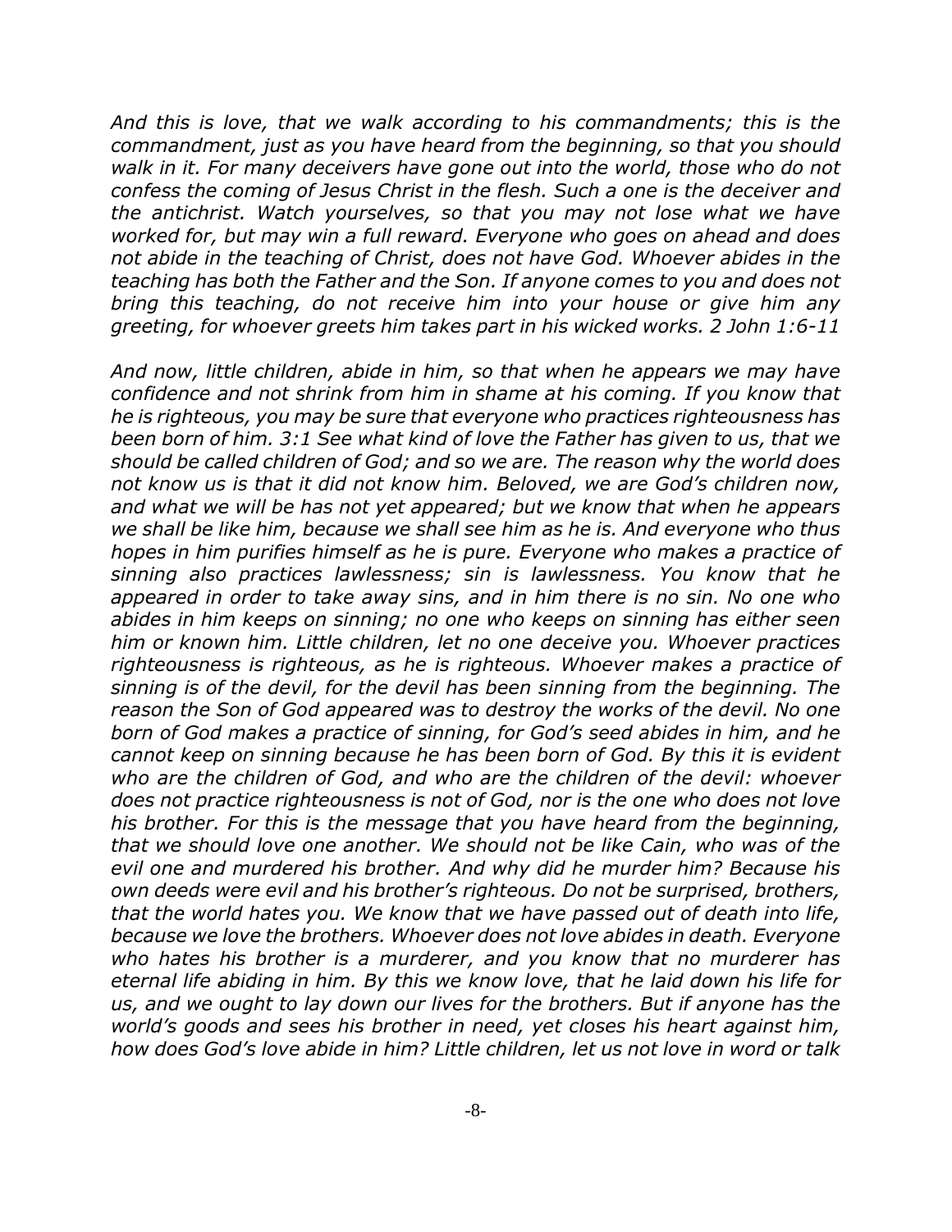*And this is love, that we walk according to his commandments; this is the commandment, just as you have heard from the beginning, so that you should walk in it. For many deceivers have gone out into the world, those who do not confess the coming of Jesus Christ in the flesh. Such a one is the deceiver and the antichrist. Watch yourselves, so that you may not lose what we have worked for, but may win a full reward. Everyone who goes on ahead and does not abide in the teaching of Christ, does not have God. Whoever abides in the teaching has both the Father and the Son. If anyone comes to you and does not bring this teaching, do not receive him into your house or give him any greeting, for whoever greets him takes part in his wicked works. 2 John 1:6-11*

*And now, little children, abide in him, so that when he appears we may have confidence and not shrink from him in shame at his coming. If you know that he is righteous, you may be sure that everyone who practices righteousness has been born of him. 3:1 See what kind of love the Father has given to us, that we should be called children of God; and so we are. The reason why the world does not know us is that it did not know him. Beloved, we are God's children now, and what we will be has not yet appeared; but we know that when he appears we shall be like him, because we shall see him as he is. And everyone who thus hopes in him purifies himself as he is pure. Everyone who makes a practice of sinning also practices lawlessness; sin is lawlessness. You know that he appeared in order to take away sins, and in him there is no sin. No one who abides in him keeps on sinning; no one who keeps on sinning has either seen him or known him. Little children, let no one deceive you. Whoever practices righteousness is righteous, as he is righteous. Whoever makes a practice of sinning is of the devil, for the devil has been sinning from the beginning. The reason the Son of God appeared was to destroy the works of the devil. No one born of God makes a practice of sinning, for God's seed abides in him, and he cannot keep on sinning because he has been born of God. By this it is evident who are the children of God, and who are the children of the devil: whoever does not practice righteousness is not of God, nor is the one who does not love his brother. For this is the message that you have heard from the beginning, that we should love one another. We should not be like Cain, who was of the evil one and murdered his brother. And why did he murder him? Because his own deeds were evil and his brother's righteous. Do not be surprised, brothers, that the world hates you. We know that we have passed out of death into life, because we love the brothers. Whoever does not love abides in death. Everyone who hates his brother is a murderer, and you know that no murderer has eternal life abiding in him. By this we know love, that he laid down his life for us, and we ought to lay down our lives for the brothers. But if anyone has the world's goods and sees his brother in need, yet closes his heart against him, how does God's love abide in him? Little children, let us not love in word or talk*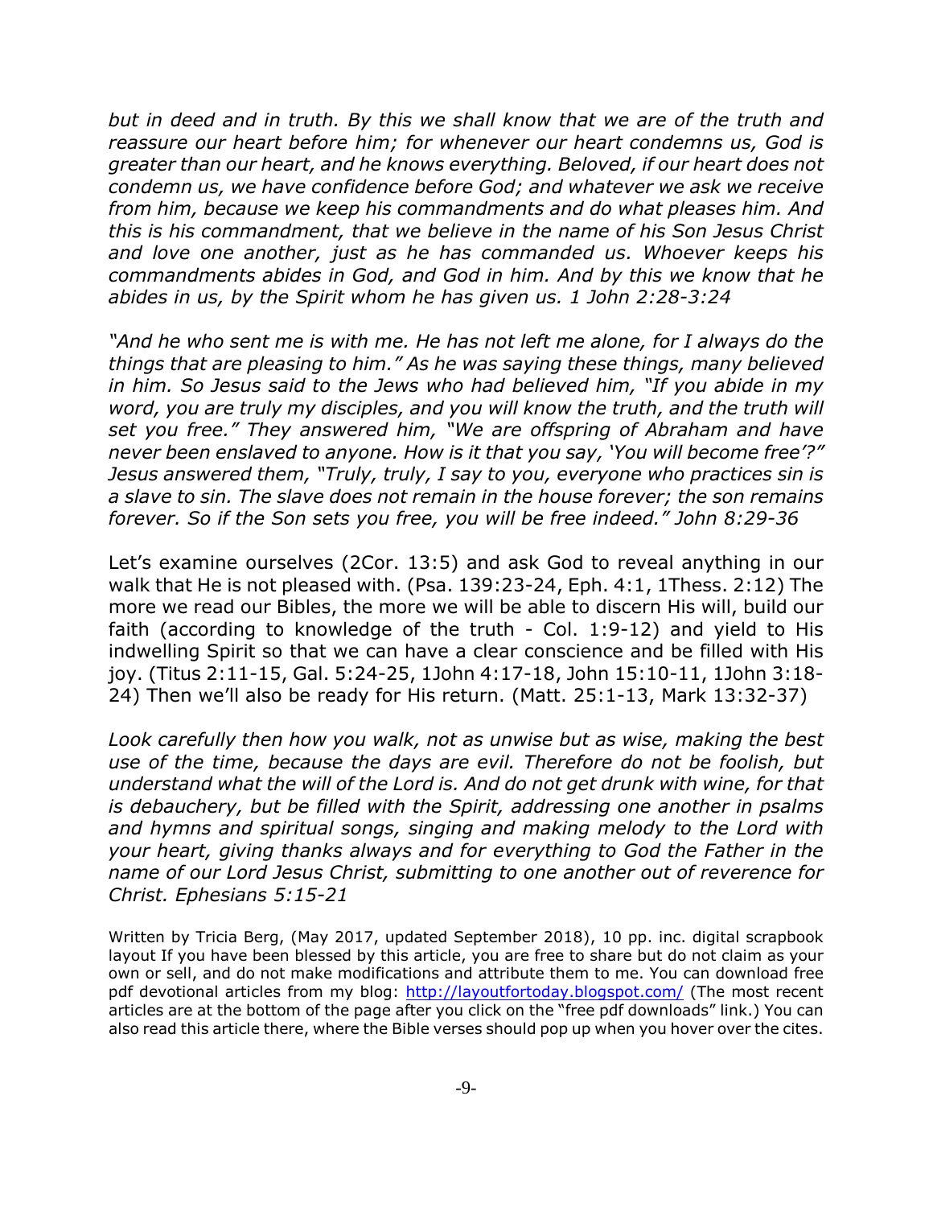*but in deed and in truth. By this we shall know that we are of the truth and reassure our heart before him; for whenever our heart condemns us, God is greater than our heart, and he knows everything. Beloved, if our heart does not condemn us, we have confidence before God; and whatever we ask we receive from him, because we keep his commandments and do what pleases him. And this is his commandment, that we believe in the name of his Son Jesus Christ and love one another, just as he has commanded us. Whoever keeps his commandments abides in God, and God in him. And by this we know that he abides in us, by the Spirit whom he has given us. 1 John 2:28-3:24*

*"And he who sent me is with me. He has not left me alone, for I always do the things that are pleasing to him." As he was saying these things, many believed in him. So Jesus said to the Jews who had believed him, "If you abide in my word, you are truly my disciples, and you will know the truth, and the truth will set you free." They answered him, "We are offspring of Abraham and have never been enslaved to anyone. How is it that you say, 'You will become free'?" Jesus answered them, "Truly, truly, I say to you, everyone who practices sin is a slave to sin. The slave does not remain in the house forever; the son remains forever. So if the Son sets you free, you will be free indeed." John 8:29-36*

Let's examine ourselves (2Cor. 13:5) and ask God to reveal anything in our walk that He is not pleased with. (Psa. 139:23-24, Eph. 4:1, 1Thess. 2:12) The more we read our Bibles, the more we will be able to discern His will, build our faith (according to knowledge of the truth - Col. 1:9-12) and yield to His indwelling Spirit so that we can have a clear conscience and be filled with His joy. (Titus 2:11-15, Gal. 5:24-25, 1John 4:17-18, John 15:10-11, 1John 3:18-24) Then we'll also be ready for His return. (Matt. 25:1-13, Mark 13:32-37)

*Look carefully then how you walk, not as unwise but as wise, making the best use of the time, because the days are evil. Therefore do not be foolish, but understand what the will of the Lord is. And do not get drunk with wine, for that is debauchery, but be filled with the Spirit, addressing one another in psalms and hymns and spiritual songs, singing and making melody to the Lord with your heart, giving thanks always and for everything to God the Father in the name of our Lord Jesus Christ, submitting to one another out of reverence for Christ. Ephesians 5:15-21*

Written by Tricia Berg, (May 2017, updated September 2018), 10 pp. inc. digital scrapbook layout If you have been blessed by this article, you are free to share but do not claim as your own or sell, and do not make modifications and attribute them to me. You can download free pdf devotional articles from my blog: http://layoutfortoday.blogspot.com/ (The most recent articles are at the bottom of the page after you click on the "free pdf downloads" link.) You can also read this article there, where the Bible verses should pop up when you hover over the cites.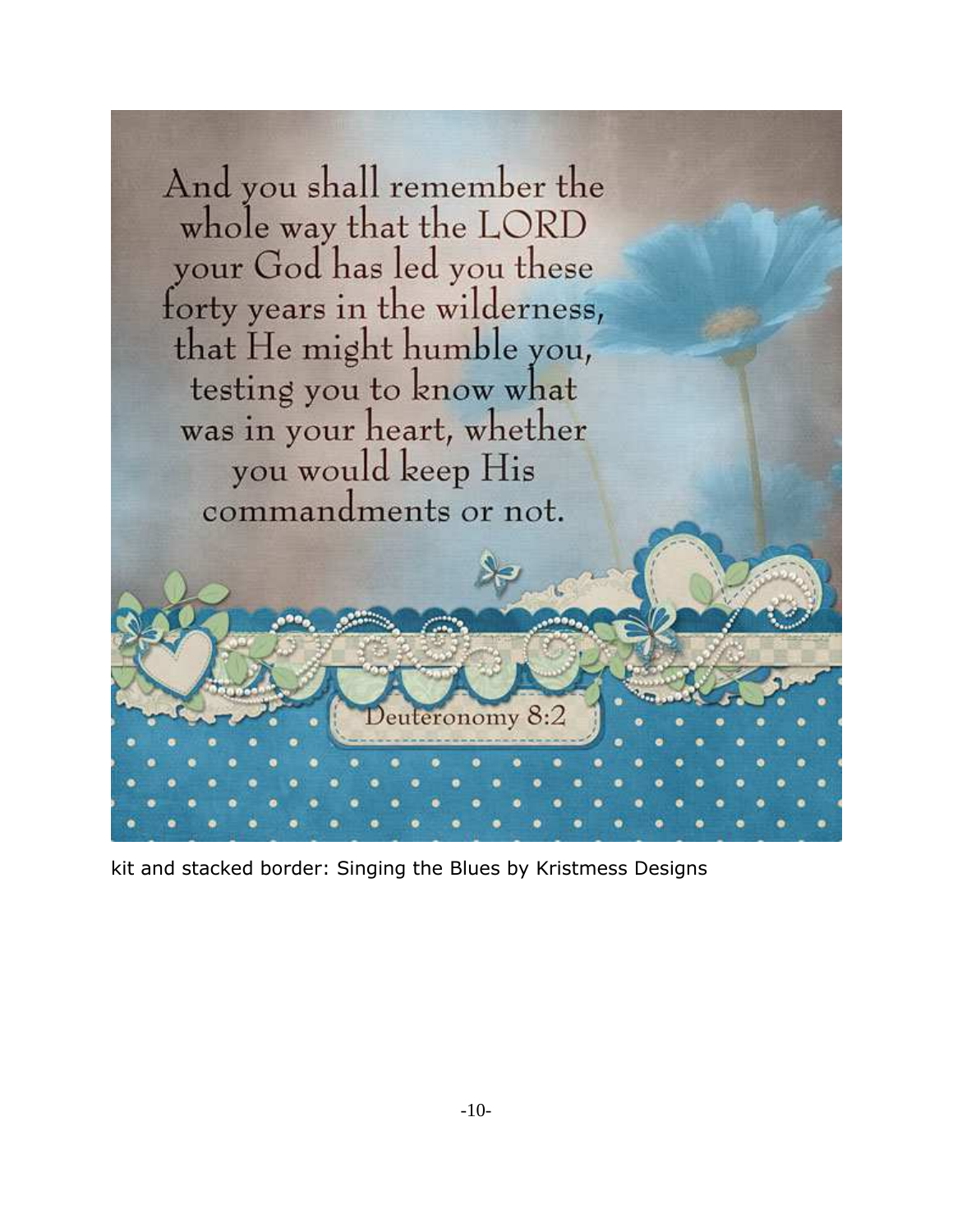And you shall remember the whole way that the LORD your God has led you these forty years in the wilderness, that He might humble you, testing you to know what was in your heart, whether you would keep His commandments or not.

Deuteronomy 8:2

kit and stacked border: Singing the Blues by Kristmess Designs